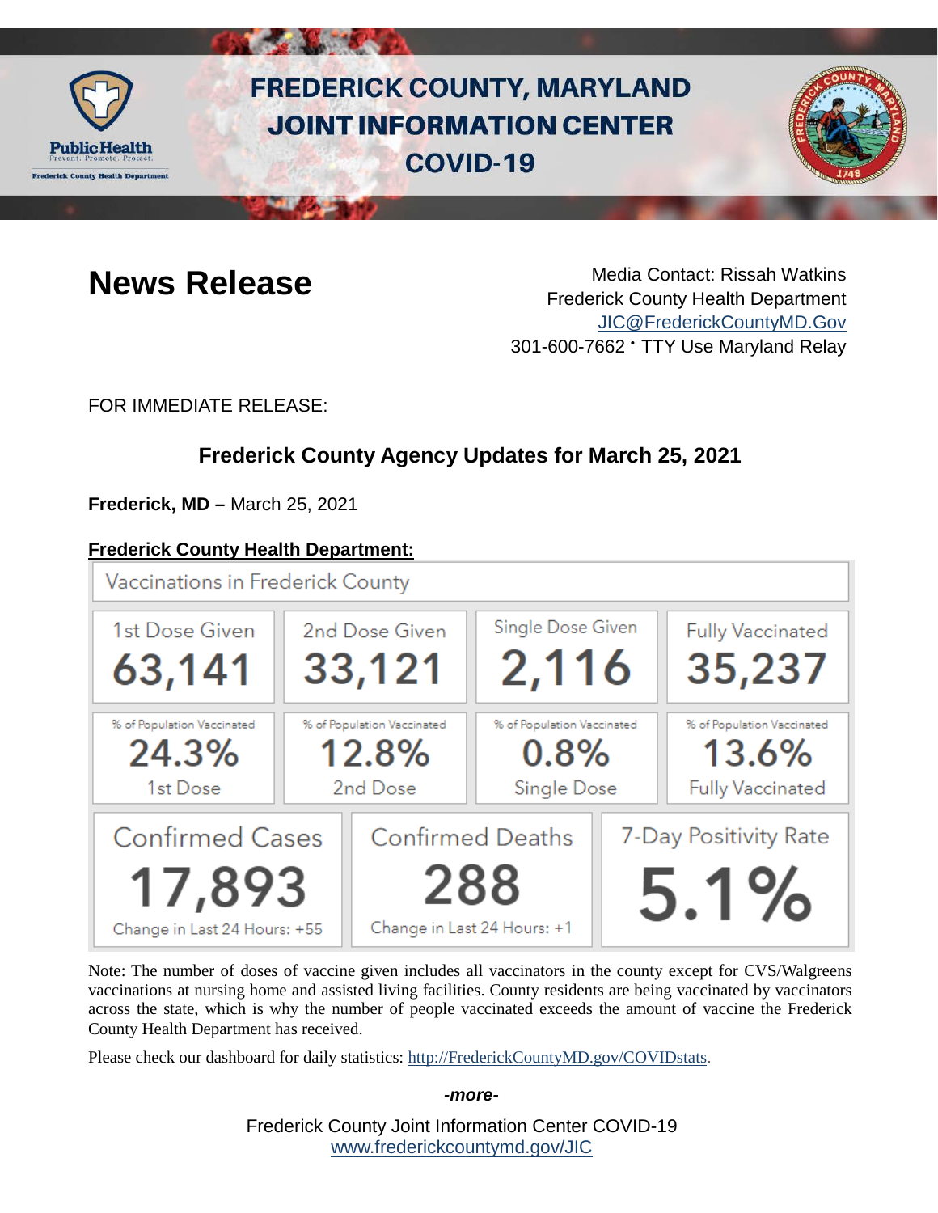# FREDERICK COUNTY, MARYLAND JOINT INFORMATION CENTER COVID-19

## News Release

Media Contact: Rissah Watkins
Frederick County Health Department
JIC@FrederickCountyMD.Gov
301-600-7662 • TTY Use Maryland Relay

FOR IMMEDIATE RELEASE:

### Frederick County Agency Updates for March 25, 2021

**Frederick, MD –** March 25, 2021

**Frederick County Health Department:**

Vaccinations in Frederick County

| 1st Dose Given | 2nd Dose Given | Single Dose Given | Fully Vaccinated |
|---|---|---|---|
| 63,141 | 33,121 | 2,116 | 35,237 |
| % of Population Vaccinated 24.3% 1st Dose | % of Population Vaccinated 12.8% 2nd Dose | % of Population Vaccinated 0.8% Single Dose | % of Population Vaccinated 13.6% Fully Vaccinated |

| Confirmed Cases | Confirmed Deaths | 7-Day Positivity Rate |
|---|---|---|
| 17,893 | 288 | 5.1% |
| Change in Last 24 Hours: +55 | Change in Last 24 Hours: +1 | |

Note: The number of doses of vaccine given includes all vaccinators in the county except for CVS/Walgreens vaccinations at nursing home and assisted living facilities. County residents are being vaccinated by vaccinators across the state, which is why the number of people vaccinated exceeds the amount of vaccine the Frederick County Health Department has received.

Please check our dashboard for daily statistics: http://FrederickCountyMD.gov/COVIDstats.

***-more-***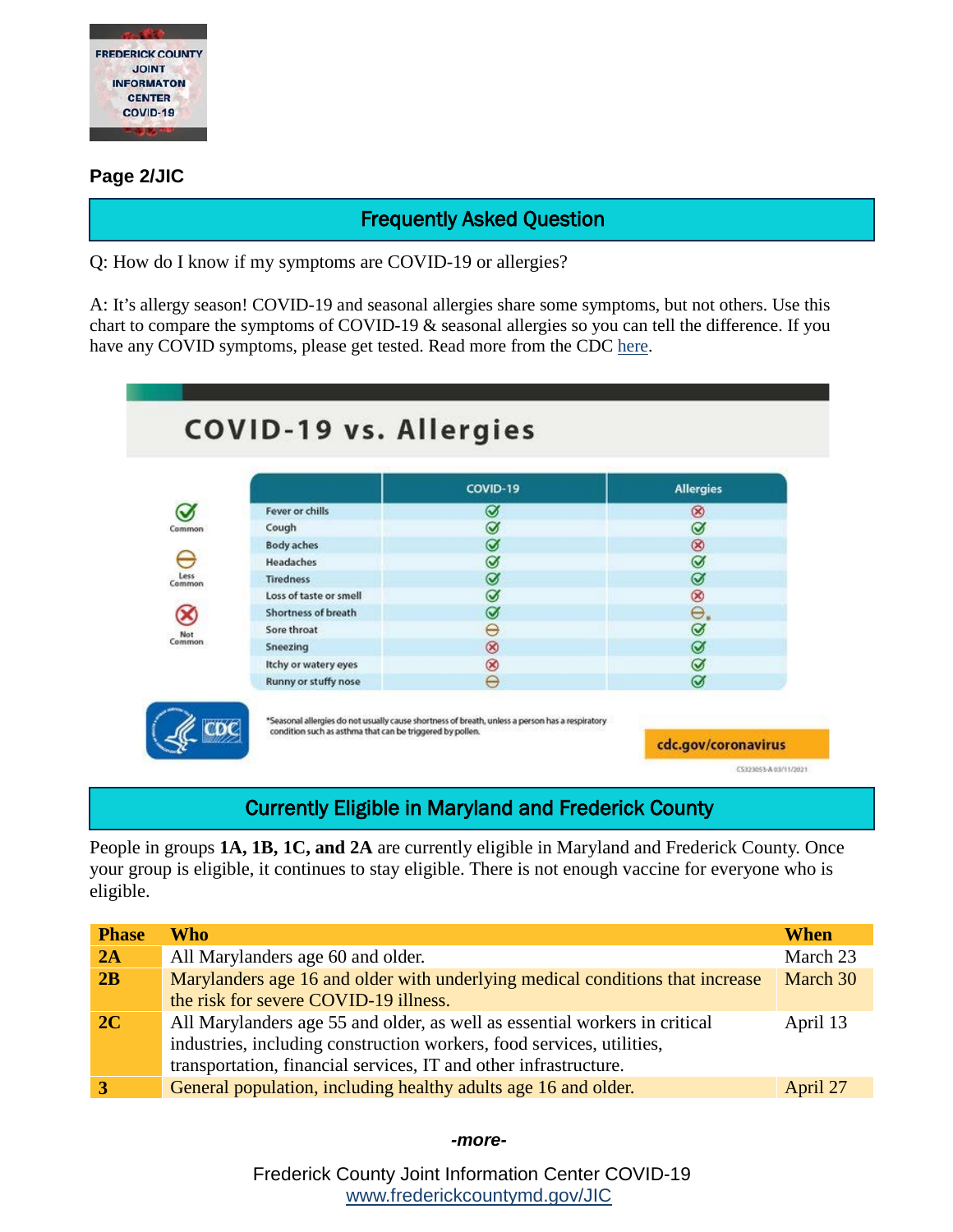FREDERICK COUNTY JOINT INFORMATON CENTER COVID-19

**Page 2/JIC**

## Frequently Asked Question

Q: How do I know if my symptoms are COVID-19 or allergies?

A: It's allergy season! COVID-19 and seasonal allergies share some symptoms, but not others. Use this chart to compare the symptoms of COVID-19 & seasonal allergies so you can tell the difference. If you have any COVID symptoms, please get tested. Read more from the CDC here.

### COVID-19 vs. Allergies

| | COVID-19 | Allergies |
|---|---|---|
| Fever or chills | Common | Not Common |
| Cough | Common | Common |
| Body aches | Common | Not Common |
| Headaches | Common | Common |
| Tiredness | Common | Common |
| Loss of taste or smell | Common | Not Common |
| Shortness of breath | Common | Less Common* |
| Sore throat | Less Common | Common |
| Sneezing | Not Common | Common |
| Itchy or watery eyes | Not Common | Common |
| Runny or stuffy nose | Less Common | Common |

*Seasonal allergies do not usually cause shortness of breath, unless a person has a respiratory condition such as asthma that can be triggered by pollen.

cdc.gov/coronavirus

CS323053-A 03/11/2021

## Currently Eligible in Maryland and Frederick County

People in groups **1A, 1B, 1C, and 2A** are currently eligible in Maryland and Frederick County. Once your group is eligible, it continues to stay eligible. There is not enough vaccine for everyone who is eligible.

| Phase | Who | When |
|---|---|---|
| **2A** | All Marylanders age 60 and older. | March 23 |
| **2B** | Marylanders age 16 and older with underlying medical conditions that increase the risk for severe COVID-19 illness. | March 30 |
| **2C** | All Marylanders age 55 and older, as well as essential workers in critical industries, including construction workers, food services, utilities, transportation, financial services, IT and other infrastructure. | April 13 |
| **3** | General population, including healthy adults age 16 and older. | April 27 |

*-more-*

Frederick County Joint Information Center COVID-19
www.frederickcountymd.gov/JIC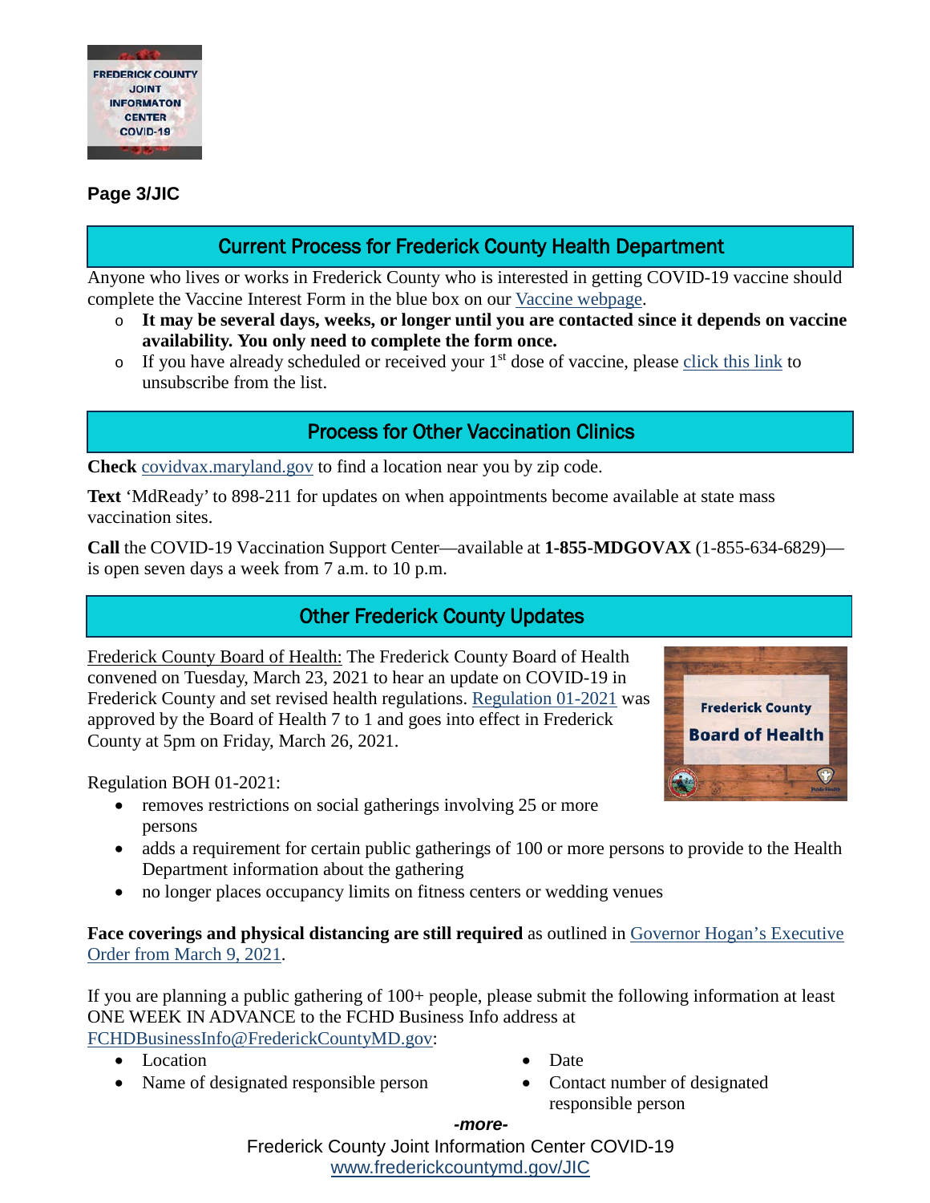**Page 3/JIC**

## Current Process for Frederick County Health Department

Anyone who lives or works in Frederick County who is interested in getting COVID-19 vaccine should complete the Vaccine Interest Form in the blue box on our Vaccine webpage.

- **It may be several days, weeks, or longer until you are contacted since it depends on vaccine availability. You only need to complete the form once.**
- If you have already scheduled or received your 1st dose of vaccine, please click this link to unsubscribe from the list.

## Process for Other Vaccination Clinics

**Check** covidvax.maryland.gov to find a location near you by zip code.

**Text** 'MdReady' to 898-211 for updates on when appointments become available at state mass vaccination sites.

**Call** the COVID-19 Vaccination Support Center—available at **1-855-MDGOVAX** (1-855-634-6829)—is open seven days a week from 7 a.m. to 10 p.m.

## Other Frederick County Updates

Frederick County Board of Health: The Frederick County Board of Health convened on Tuesday, March 23, 2021 to hear an update on COVID-19 in Frederick County and set revised health regulations. Regulation 01-2021 was approved by the Board of Health 7 to 1 and goes into effect in Frederick County at 5pm on Friday, March 26, 2021.

Regulation BOH 01-2021:

- removes restrictions on social gatherings involving 25 or more persons
- adds a requirement for certain public gatherings of 100 or more persons to provide to the Health Department information about the gathering
- no longer places occupancy limits on fitness centers or wedding venues

**Face coverings and physical distancing are still required** as outlined in Governor Hogan's Executive Order from March 9, 2021.

If you are planning a public gathering of 100+ people, please submit the following information at least ONE WEEK IN ADVANCE to the FCHD Business Info address at FCHDBusinessInfo@FrederickCountyMD.gov:

- Location
- Name of designated responsible person
- Date
- Contact number of designated responsible person

*-more-*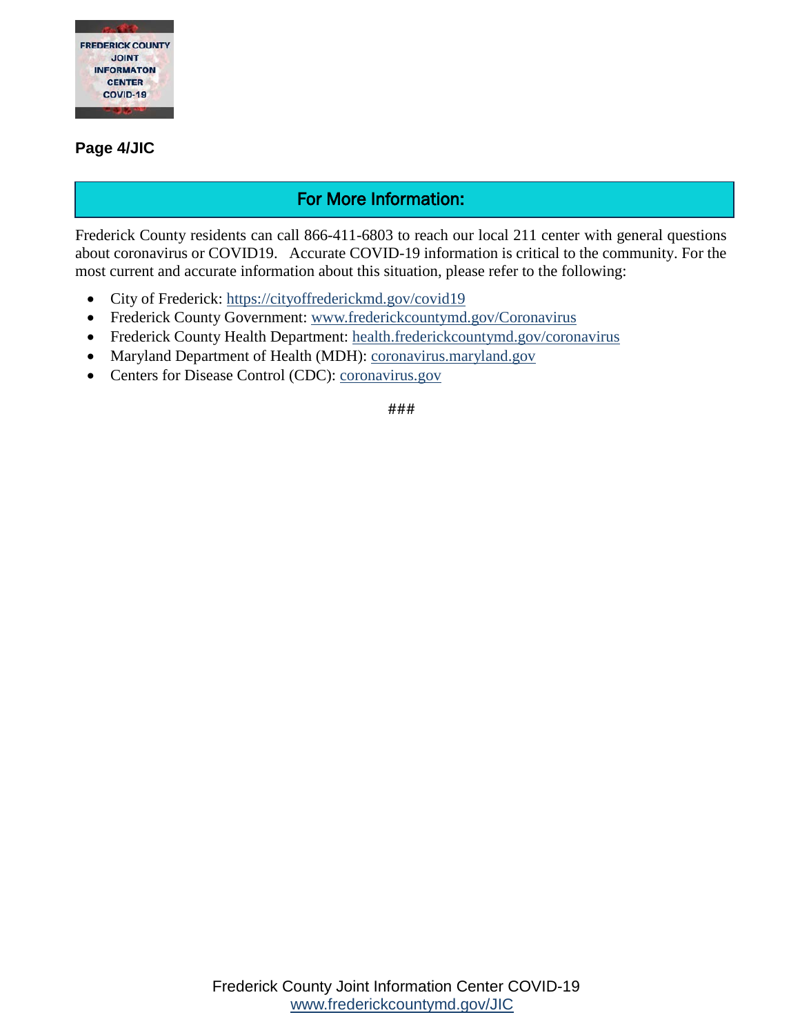**Page 4/JIC**

## For More Information:

Frederick County residents can call 866-411-6803 to reach our local 211 center with general questions about coronavirus or COVID19. Accurate COVID-19 information is critical to the community. For the most current and accurate information about this situation, please refer to the following:

- City of Frederick: https://cityoffrederickmd.gov/covid19
- Frederick County Government: www.frederickcountymd.gov/Coronavirus
- Frederick County Health Department: health.frederickcountymd.gov/coronavirus
- Maryland Department of Health (MDH): coronavirus.maryland.gov
- Centers for Disease Control (CDC): coronavirus.gov

###